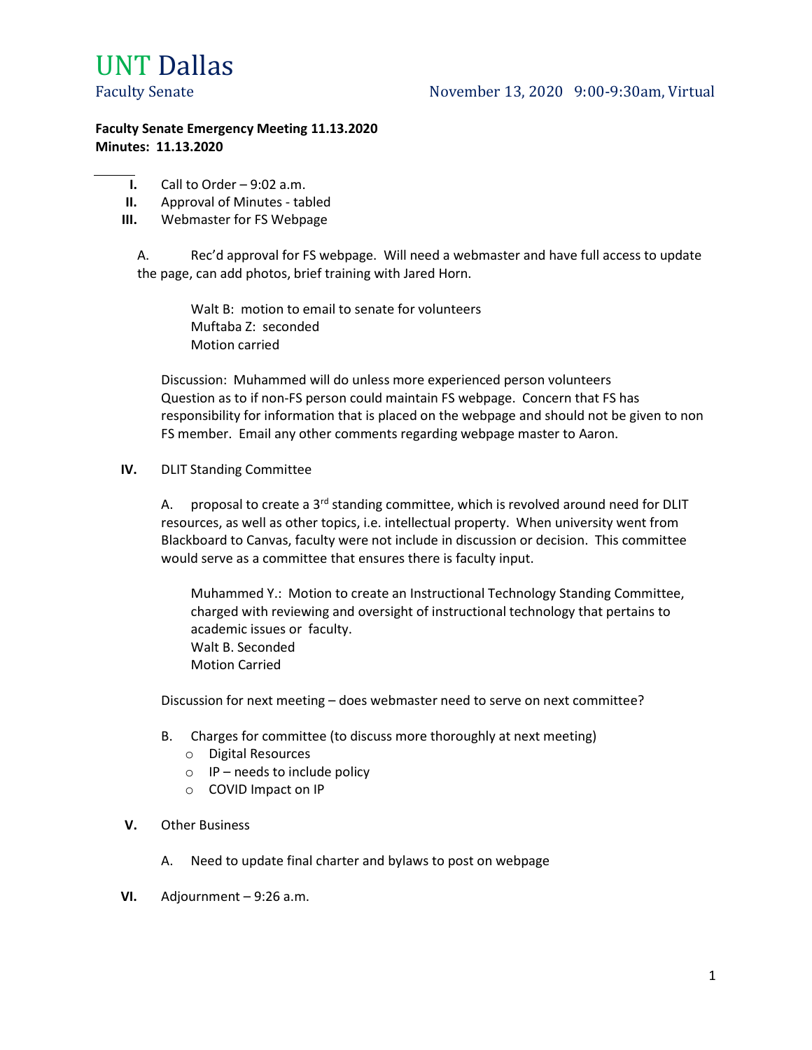# UNT Dallas

Faculty Senate — November 13, 2020 9:00-9:30am, Virtual

**Faculty Senate Emergency Meeting 11.13.2020**
**Minutes: 11.13.2020**

I. Call to Order – 9:02 a.m.

II. Approval of Minutes - tabled

III. Webmaster for FS Webpage

A. Rec'd approval for FS webpage. Will need a webmaster and have full access to update the page, can add photos, brief training with Jared Horn.

> Walt B: motion to email to senate for volunteers
> Muftaba Z: seconded
> Motion carried

Discussion: Muhammed will do unless more experienced person volunteers
Question as to if non-FS person could maintain FS webpage. Concern that FS has responsibility for information that is placed on the webpage and should not be given to non FS member. Email any other comments regarding webpage master to Aaron.

IV. DLIT Standing Committee

A. proposal to create a 3rd standing committee, which is revolved around need for DLIT resources, as well as other topics, i.e. intellectual property. When university went from Blackboard to Canvas, faculty were not include in discussion or decision. This committee would serve as a committee that ensures there is faculty input.

> Muhammed Y.: Motion to create an Instructional Technology Standing Committee, charged with reviewing and oversight of instructional technology that pertains to academic issues or faculty.
> Walt B. Seconded
> Motion Carried

Discussion for next meeting – does webmaster need to serve on next committee?

B. Charges for committee (to discuss more thoroughly at next meeting)
- Digital Resources
- IP – needs to include policy
- COVID Impact on IP

V. Other Business

A. Need to update final charter and bylaws to post on webpage

VI. Adjournment – 9:26 a.m.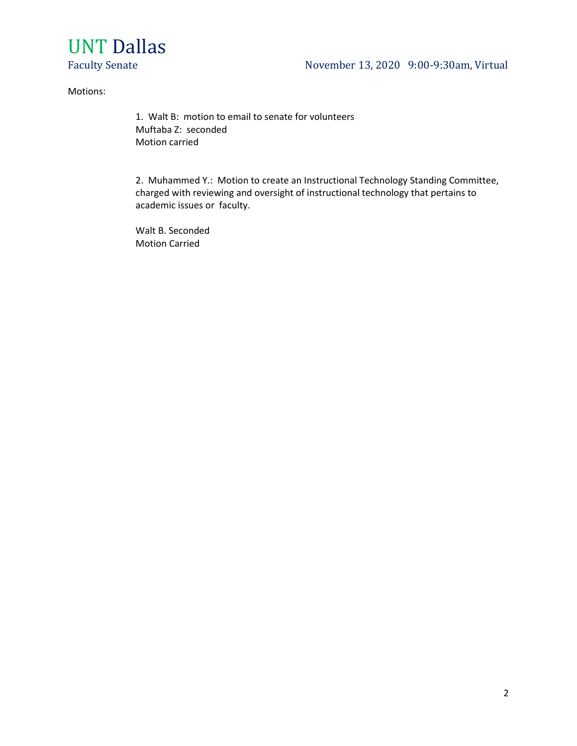Motions:

1. Walt B: motion to email to senate for volunteers
Muftaba Z: seconded
Motion carried

2. Muhammed Y.: Motion to create an Instructional Technology Standing Committee, charged with reviewing and oversight of instructional technology that pertains to academic issues or faculty.

Walt B. Seconded
Motion Carried